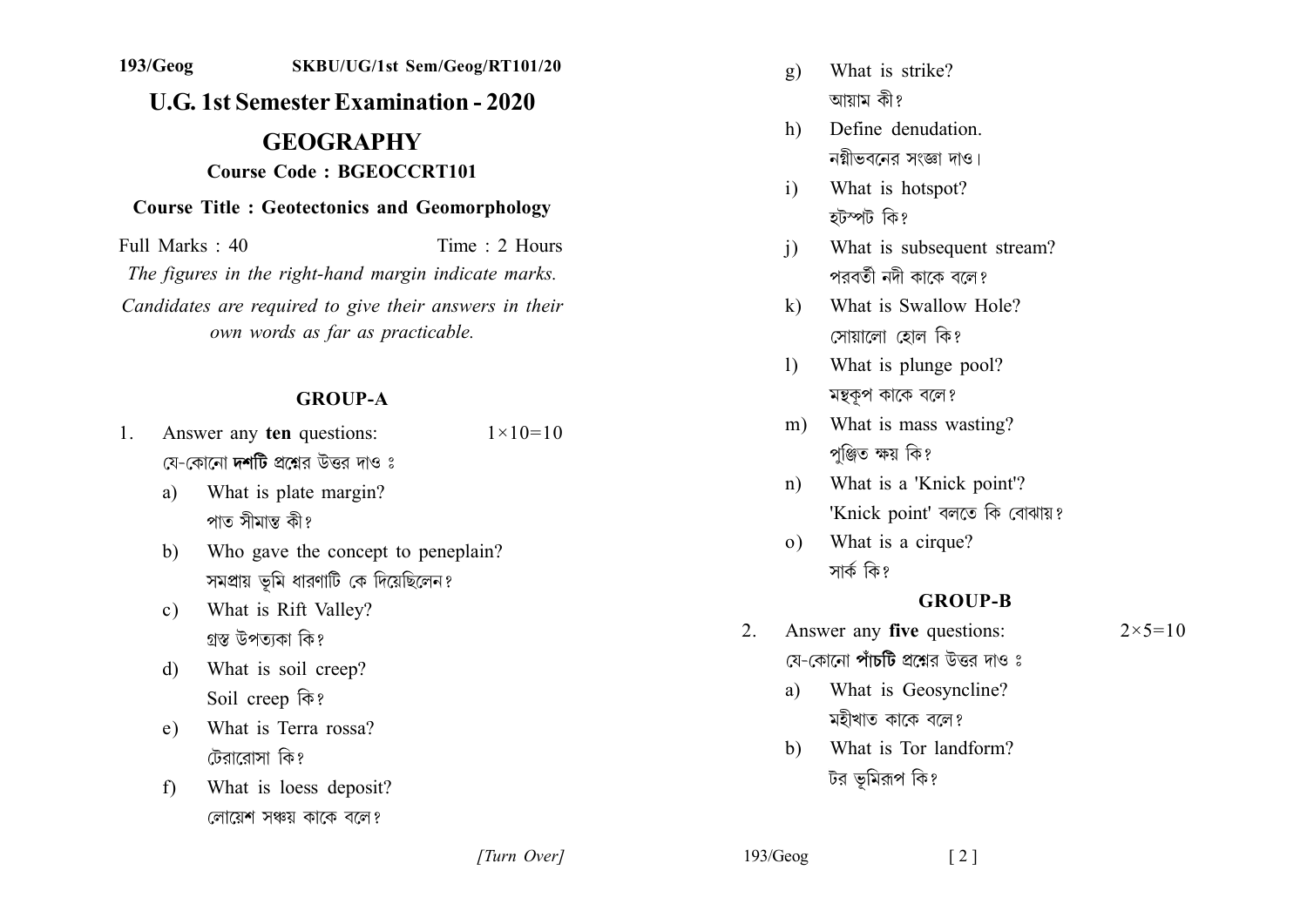193/Geog SKBU/UG/1st Sem/Geog/RT101/20

# U.G. 1st Semester Examination - 2020

## GEOGRAPHY

**Course Code : BGEOCCRT101**

**Course Title : Geotectonics and Geomorphology**

Full Marks : 40 Time : 2 Hours

*The figures in the right-hand margin indicate marks.*

*Candidates are required to give their answers in their own words as far as practicable.*

### GROUP-A

1. Answer any **ten** questions: $1\times10=10$
   যে-কোনো **দশটি** প্রশ্নের উত্তর দাও ঃ
   a) What is plate margin?
      পাত সীমান্ত কী?
   b) Who gave the concept to peneplain?
      সমপ্রায় ভূমি ধারণাটি কে দিয়েছিলেন?
   c) What is Rift Valley?
      গ্রস্ত উপত্যকা কি?
   d) What is soil creep?
      Soil creep কি?
   e) What is Terra rossa?
      টেরারোসা কি?
   f) What is loess deposit?
      লোয়েশ সঞ্চয় কাকে বলে?
   g) What is strike?
      আয়াম কী?
   h) Define denudation.
      নগ্নীভবনের সংজ্ঞা দাও।
   i) What is hotspot?
      হটস্পট কি?
   j) What is subsequent stream?
      পরবর্তী নদী কাকে বলে?
   k) What is Swallow Hole?
      সোয়ালো হোল কি?
   l) What is plunge pool?
      মন্থকূপ কাকে বলে?
   m) What is mass wasting?
      পুঞ্জিত ক্ষয় কি?
   n) What is a 'Knick point'?
      'Knick point' বলতে কি বোঝায়?
   o) What is a cirque?
      সার্ক কি?

### GROUP-B

2. Answer any **five** questions: $2\times5=10$
   যে-কোনো **পাঁচটি** প্রশ্নের উত্তর দাও ঃ
   a) What is Geosyncline?
      মহীখাত কাকে বলে?
   b) What is Tor landform?
      টর ভূমিরূপ কি?

*[Turn Over]*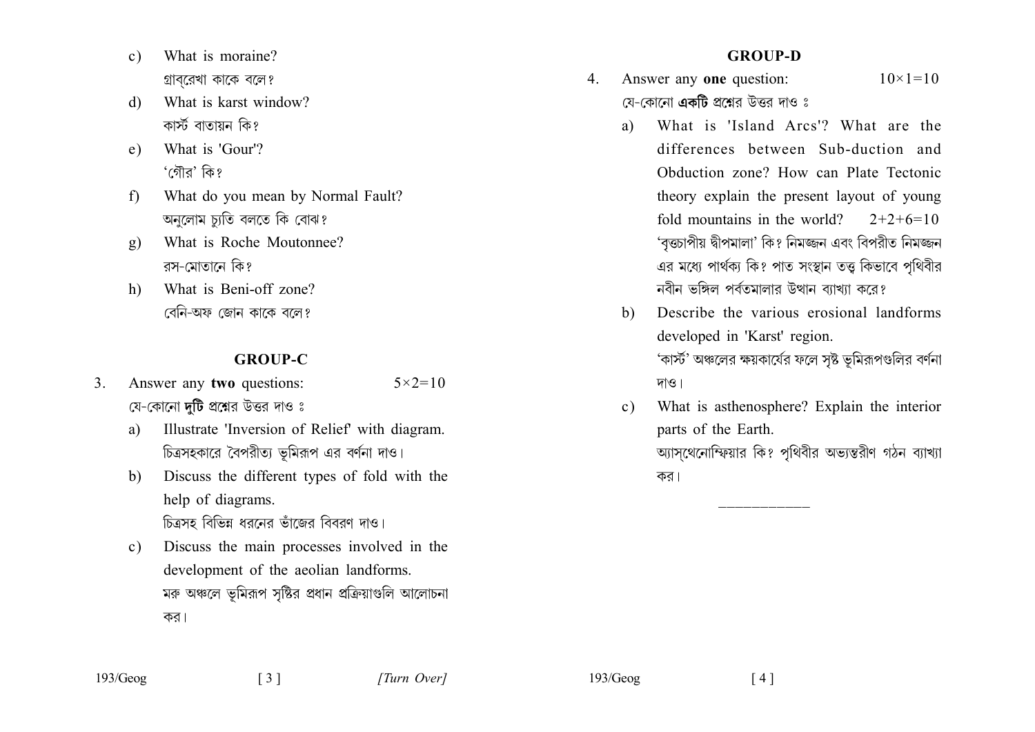c) What is moraine?
গ্রাব্‌রেখা কাকে বলে?

d) What is karst window?
কার্স্ট বাতায়ন কি?

e) What is 'Gour'?
'গৌর' কি?

f) What do you mean by Normal Fault?
অনুলোম চ্যুতি বলতে কি বোঝ?

g) What is Roche Moutonnee?
রস-মোতানে কি?

h) What is Beni-off zone?
বেনি-অফ জোন কাকে বলে?

## GROUP-C

3. Answer any **two** questions: $5\times2=10$
যে-কোনো **দুটি** প্রশ্নের উত্তর দাও ঃ

a) Illustrate 'Inversion of Relief' with diagram.
চিত্রসহকারে বৈপরীত্য ভূমিরূপ এর বর্ণনা দাও।

b) Discuss the different types of fold with the help of diagrams.
চিত্রসহ বিভিন্ন ধরনের ভাঁজের বিবরণ দাও।

c) Discuss the main processes involved in the development of the aeolian landforms.
মরু অঞ্চলে ভূমিরূপ সৃষ্টির প্রধান প্রক্রিয়াগুলি আলোচনা কর।

## GROUP-D

4. Answer any **one** question: $10\times1=10$
যে-কোনো **একটি** প্রশ্নের উত্তর দাও ঃ

a) What is 'Island Arcs'? What are the differences between Sub-duction and Obduction zone? How can Plate Tectonic theory explain the present layout of young fold mountains in the world? $2+2+6=10$
'বৃত্তচাপীয় দ্বীপমালা' কি? নিমজ্জন এবং বিপরীত নিমজ্জন এর মধ্যে পার্থক্য কি? পাত সংস্থান তত্ত্ব কিভাবে পৃথিবীর নবীন ভঙ্গিল পর্বতমালার উত্থান ব্যাখ্যা করে?

b) Describe the various erosional landforms developed in 'Karst' region.
'কার্স্ট' অঞ্চলের ক্ষয়কার্যের ফলে সৃষ্ট ভূমিরূপগুলির বর্ণনা দাও।

c) What is asthenosphere? Explain the interior parts of the Earth.
অ্যাস্‌থেনোস্ফিয়ার কি? পৃথিবীর অভ্যন্তরীণ গঠন ব্যাখ্যা কর।

———————